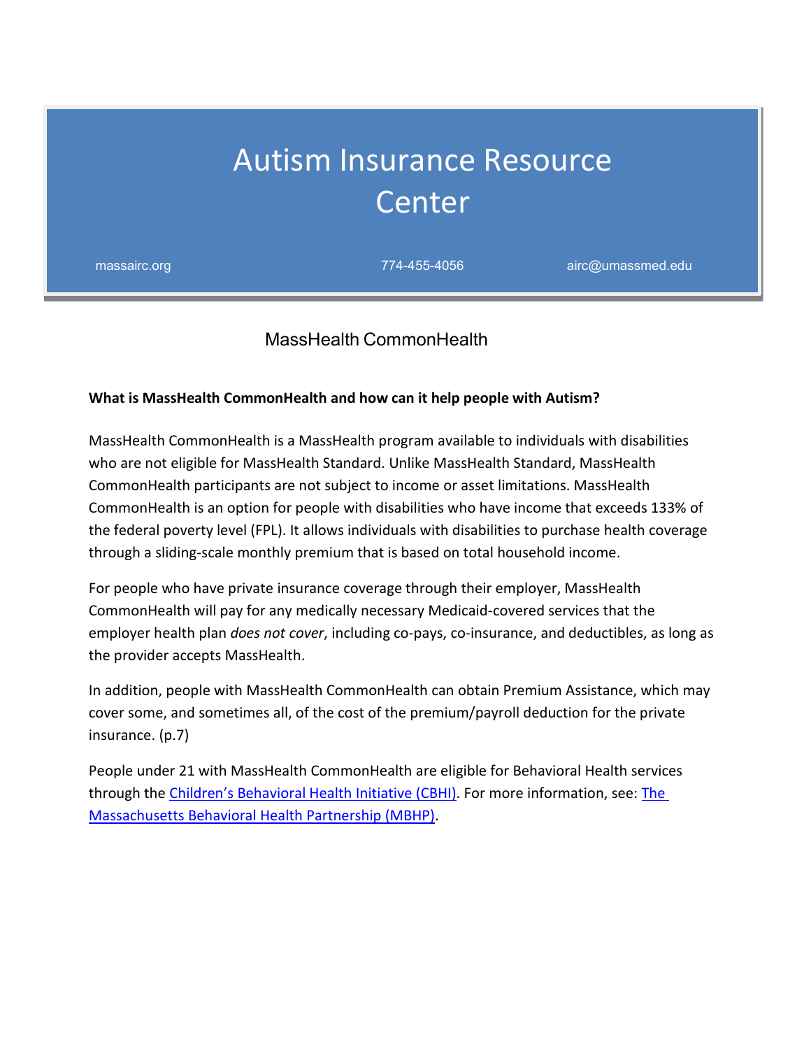# Autism Insurance Resource Center

massairc.org    774-455-4056    airc@umassmed.edu

## MassHealth CommonHealth

**What is MassHealth CommonHealth and how can it help people with Autism?**

MassHealth CommonHealth is a MassHealth program available to individuals with disabilities who are not eligible for MassHealth Standard. Unlike MassHealth Standard, MassHealth CommonHealth participants are not subject to income or asset limitations. MassHealth CommonHealth is an option for people with disabilities who have income that exceeds 133% of the federal poverty level (FPL). It allows individuals with disabilities to purchase health coverage through a sliding-scale monthly premium that is based on total household income.

For people who have private insurance coverage through their employer, MassHealth CommonHealth will pay for any medically necessary Medicaid-covered services that the employer health plan *does not cover*, including co-pays, co-insurance, and deductibles, as long as the provider accepts MassHealth.

In addition, people with MassHealth CommonHealth can obtain Premium Assistance, which may cover some, and sometimes all, of the cost of the premium/payroll deduction for the private insurance. (p.7)

People under 21 with MassHealth CommonHealth are eligible for Behavioral Health services through the Children's Behavioral Health Initiative (CBHI). For more information, see: The Massachusetts Behavioral Health Partnership (MBHP).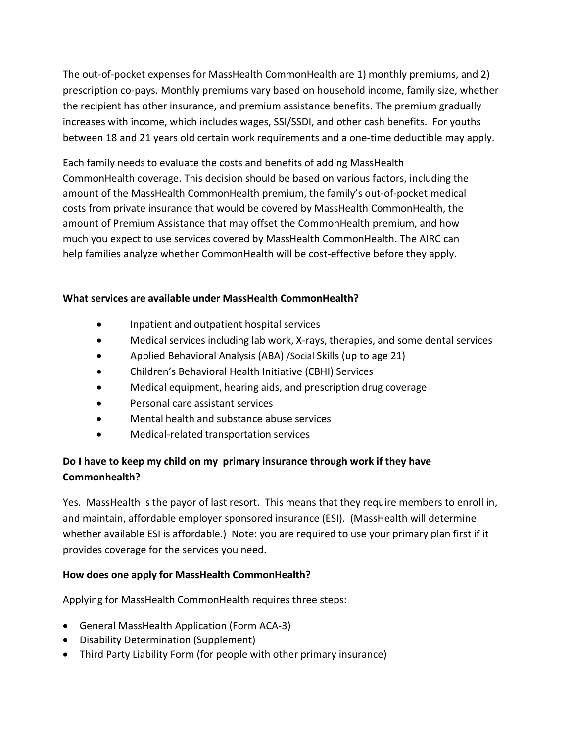The out-of-pocket expenses for MassHealth CommonHealth are 1) monthly premiums, and 2) prescription co-pays. Monthly premiums vary based on household income, family size, whether the recipient has other insurance, and premium assistance benefits. The premium gradually increases with income, which includes wages, SSI/SSDI, and other cash benefits. For youths between 18 and 21 years old certain work requirements and a one-time deductible may apply.

Each family needs to evaluate the costs and benefits of adding MassHealth CommonHealth coverage. This decision should be based on various factors, including the amount of the MassHealth CommonHealth premium, the family's out-of-pocket medical costs from private insurance that would be covered by MassHealth CommonHealth, the amount of Premium Assistance that may offset the CommonHealth premium, and how much you expect to use services covered by MassHealth CommonHealth. The AIRC can help families analyze whether CommonHealth will be cost-effective before they apply.

**What services are available under MassHealth CommonHealth?**

- Inpatient and outpatient hospital services
- Medical services including lab work, X-rays, therapies, and some dental services
- Applied Behavioral Analysis (ABA) /Social Skills (up to age 21)
- Children's Behavioral Health Initiative (CBHI) Services
- Medical equipment, hearing aids, and prescription drug coverage
- Personal care assistant services
- Mental health and substance abuse services
- Medical-related transportation services

**Do I have to keep my child on my primary insurance through work if they have Commonhealth?**

Yes. MassHealth is the payor of last resort. This means that they require members to enroll in, and maintain, affordable employer sponsored insurance (ESI). (MassHealth will determine whether available ESI is affordable.) Note: you are required to use your primary plan first if it provides coverage for the services you need.

**How does one apply for MassHealth CommonHealth?**

Applying for MassHealth CommonHealth requires three steps:

- General MassHealth Application (Form ACA-3)
- Disability Determination (Supplement)
- Third Party Liability Form (for people with other primary insurance)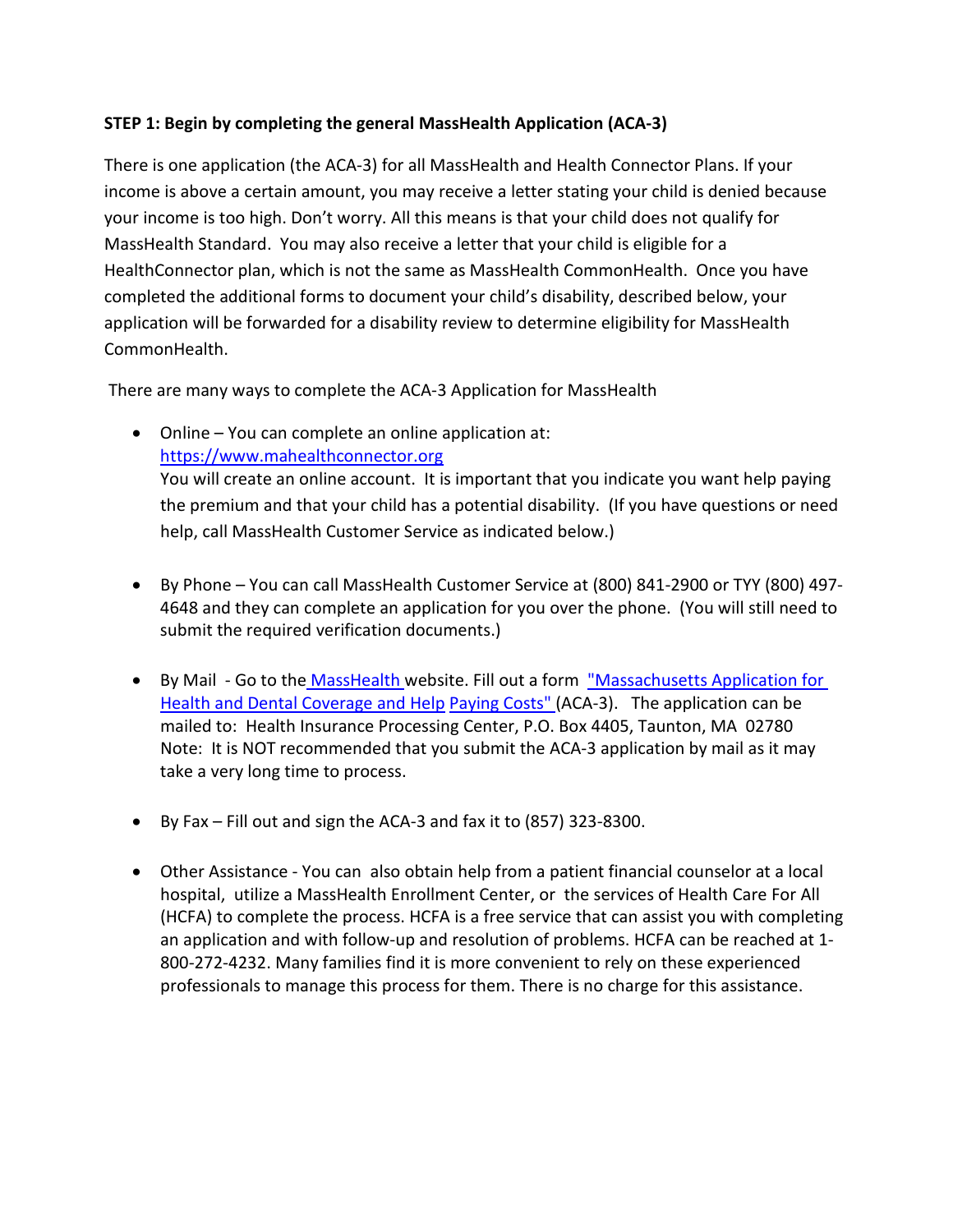**STEP 1: Begin by completing the general MassHealth Application (ACA-3)**

There is one application (the ACA-3) for all MassHealth and Health Connector Plans. If your income is above a certain amount, you may receive a letter stating your child is denied because your income is too high. Don't worry. All this means is that your child does not qualify for MassHealth Standard. You may also receive a letter that your child is eligible for a HealthConnector plan, which is not the same as MassHealth CommonHealth. Once you have completed the additional forms to document your child's disability, described below, your application will be forwarded for a disability review to determine eligibility for MassHealth CommonHealth.

There are many ways to complete the ACA-3 Application for MassHealth

- Online – You can complete an online application at: [https://www.mahealthconnector.org](https://www.mahealthconnector.org)
  You will create an online account. It is important that you indicate you want help paying the premium and that your child has a potential disability. (If you have questions or need help, call MassHealth Customer Service as indicated below.)

- By Phone – You can call MassHealth Customer Service at (800) 841-2900 or TYY (800) 497-4648 and they can complete an application for you over the phone. (You will still need to submit the required verification documents.)

- By Mail - Go to the MassHealth website. Fill out a form "Massachusetts Application for Health and Dental Coverage and Help Paying Costs" (ACA-3). The application can be mailed to: Health Insurance Processing Center, P.O. Box 4405, Taunton, MA 02780
  Note: It is NOT recommended that you submit the ACA-3 application by mail as it may take a very long time to process.

- By Fax – Fill out and sign the ACA-3 and fax it to (857) 323-8300.

- Other Assistance - You can also obtain help from a patient financial counselor at a local hospital, utilize a MassHealth Enrollment Center, or the services of Health Care For All (HCFA) to complete the process. HCFA is a free service that can assist you with completing an application and with follow-up and resolution of problems. HCFA can be reached at 1-800-272-4232. Many families find it is more convenient to rely on these experienced professionals to manage this process for them. There is no charge for this assistance.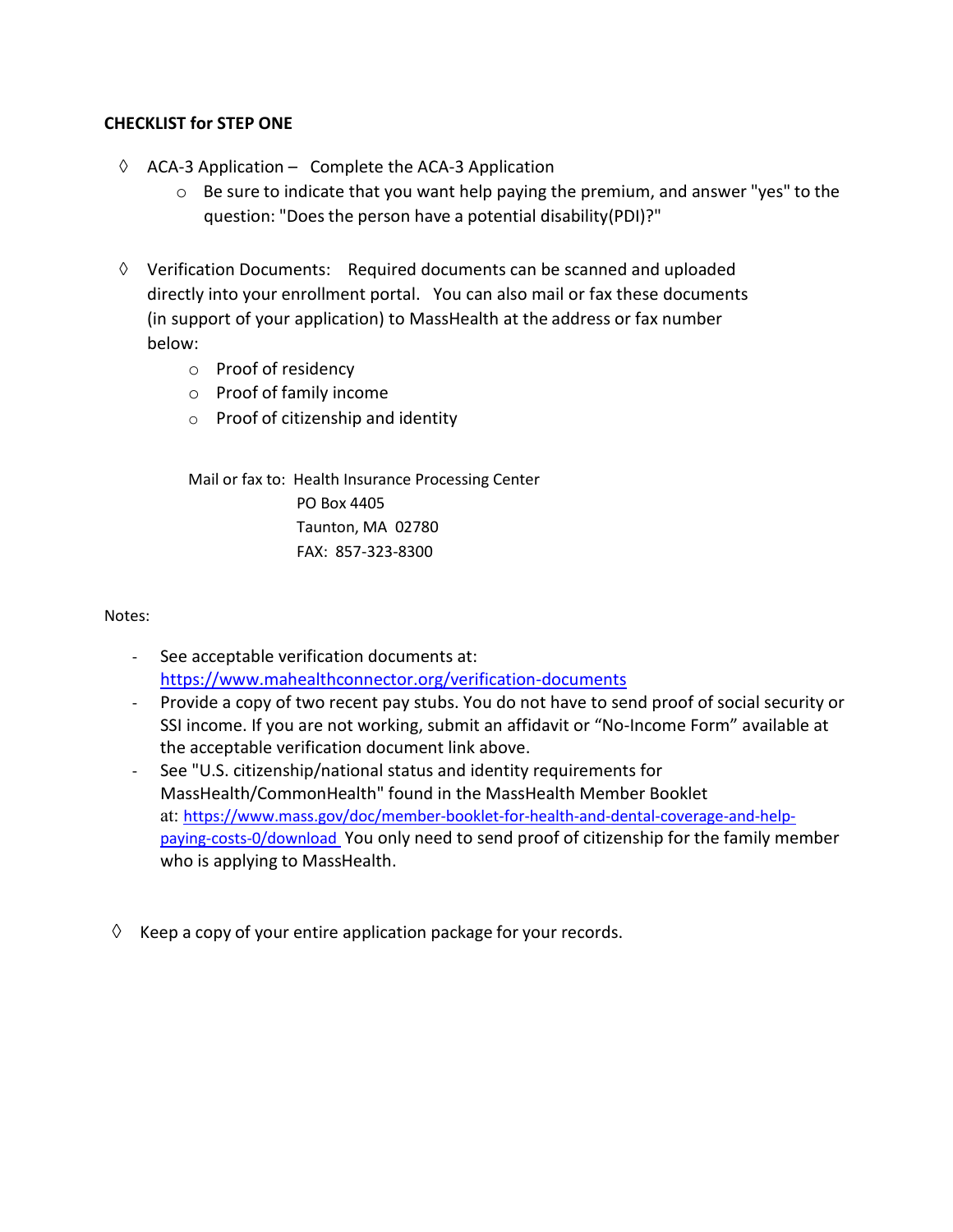**CHECKLIST for STEP ONE**

- ◊ ACA-3 Application – Complete the ACA-3 Application
  - Be sure to indicate that you want help paying the premium, and answer "yes" to the question: "Does the person have a potential disability(PDI)?"

- ◊ Verification Documents: Required documents can be scanned and uploaded directly into your enrollment portal. You can also mail or fax these documents (in support of your application) to MassHealth at the address or fax number below:
  - Proof of residency
  - Proof of family income
  - Proof of citizenship and identity

  Mail or fax to: Health Insurance Processing Center
  PO Box 4405
  Taunton, MA 02780
  FAX: 857-323-8300

Notes:

- See acceptable verification documents at: https://www.mahealthconnector.org/verification-documents
- Provide a copy of two recent pay stubs. You do not have to send proof of social security or SSI income. If you are not working, submit an affidavit or "No-Income Form" available at the acceptable verification document link above.
- See "U.S. citizenship/national status and identity requirements for MassHealth/CommonHealth" found in the MassHealth Member Booklet at: https://www.mass.gov/doc/member-booklet-for-health-and-dental-coverage-and-help-paying-costs-0/download You only need to send proof of citizenship for the family member who is applying to MassHealth.

- ◊ Keep a copy of your entire application package for your records.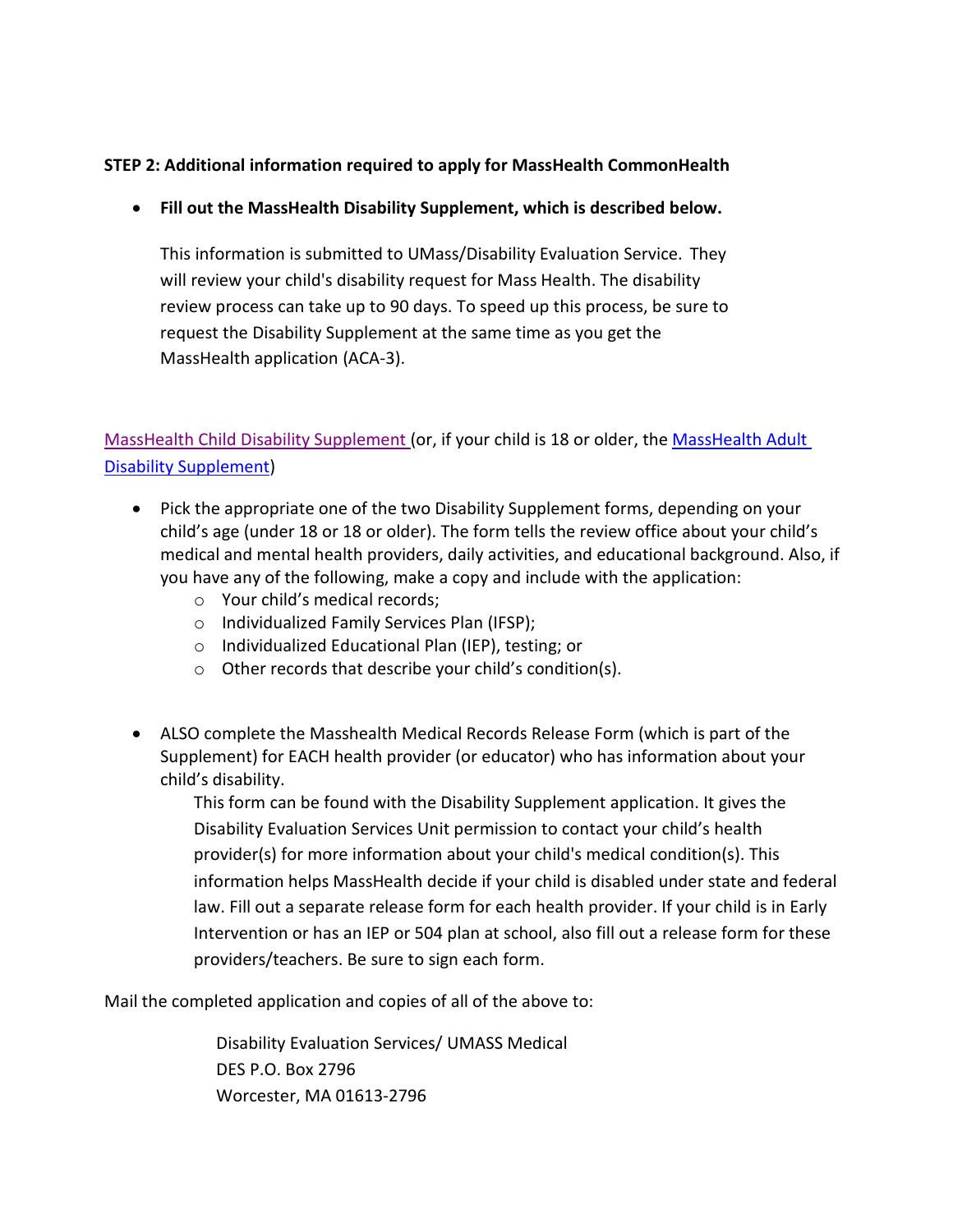**STEP 2: Additional information required to apply for MassHealth CommonHealth**

- **Fill out the MassHealth Disability Supplement, which is described below.**

  This information is submitted to UMass/Disability Evaluation Service. They will review your child's disability request for Mass Health. The disability review process can take up to 90 days. To speed up this process, be sure to request the Disability Supplement at the same time as you get the MassHealth application (ACA-3).

MassHealth Child Disability Supplement (or, if your child is 18 or older, the MassHealth Adult Disability Supplement)

- Pick the appropriate one of the two Disability Supplement forms, depending on your child's age (under 18 or 18 or older). The form tells the review office about your child's medical and mental health providers, daily activities, and educational background. Also, if you have any of the following, make a copy and include with the application:
  - Your child's medical records;
  - Individualized Family Services Plan (IFSP);
  - Individualized Educational Plan (IEP), testing; or
  - Other records that describe your child's condition(s).

- ALSO complete the Masshealth Medical Records Release Form (which is part of the Supplement) for EACH health provider (or educator) who has information about your child's disability.

  This form can be found with the Disability Supplement application. It gives the Disability Evaluation Services Unit permission to contact your child's health provider(s) for more information about your child's medical condition(s). This information helps MassHealth decide if your child is disabled under state and federal law. Fill out a separate release form for each health provider. If your child is in Early Intervention or has an IEP or 504 plan at school, also fill out a release form for these providers/teachers. Be sure to sign each form.

Mail the completed application and copies of all of the above to:

Disability Evaluation Services/ UMASS Medical
DES P.O. Box 2796
Worcester, MA 01613-2796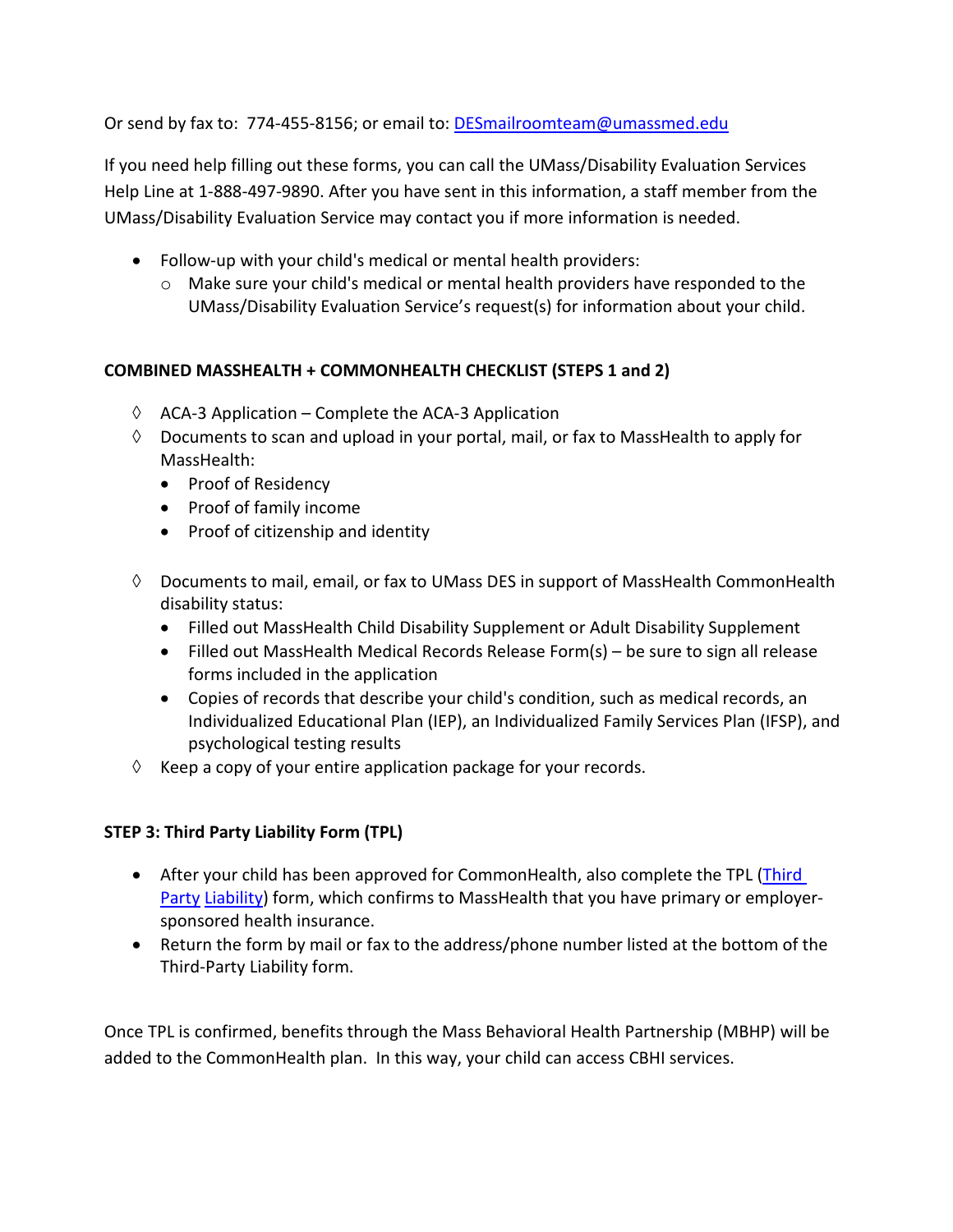Or send by fax to: 774-455-8156; or email to: [DESmailroomteam@umassmed.edu](mailto:DESmailroomteam@umassmed.edu)

If you need help filling out these forms, you can call the UMass/Disability Evaluation Services Help Line at 1-888-497-9890. After you have sent in this information, a staff member from the UMass/Disability Evaluation Service may contact you if more information is needed.

- Follow-up with your child's medical or mental health providers:
  - Make sure your child's medical or mental health providers have responded to the UMass/Disability Evaluation Service's request(s) for information about your child.

**COMBINED MASSHEALTH + COMMONHEALTH CHECKLIST (STEPS 1 and 2)**

- ◊ ACA-3 Application – Complete the ACA-3 Application
- ◊ Documents to scan and upload in your portal, mail, or fax to MassHealth to apply for MassHealth:
  - Proof of Residency
  - Proof of family income
  - Proof of citizenship and identity
- ◊ Documents to mail, email, or fax to UMass DES in support of MassHealth CommonHealth disability status:
  - Filled out MassHealth Child Disability Supplement or Adult Disability Supplement
  - Filled out MassHealth Medical Records Release Form(s) – be sure to sign all release forms included in the application
  - Copies of records that describe your child's condition, such as medical records, an Individualized Educational Plan (IEP), an Individualized Family Services Plan (IFSP), and psychological testing results
- ◊ Keep a copy of your entire application package for your records.

**STEP 3: Third Party Liability Form (TPL)**

- After your child has been approved for CommonHealth, also complete the TPL (Third Party Liability) form, which confirms to MassHealth that you have primary or employer-sponsored health insurance.
- Return the form by mail or fax to the address/phone number listed at the bottom of the Third-Party Liability form.

Once TPL is confirmed, benefits through the Mass Behavioral Health Partnership (MBHP) will be added to the CommonHealth plan. In this way, your child can access CBHI services.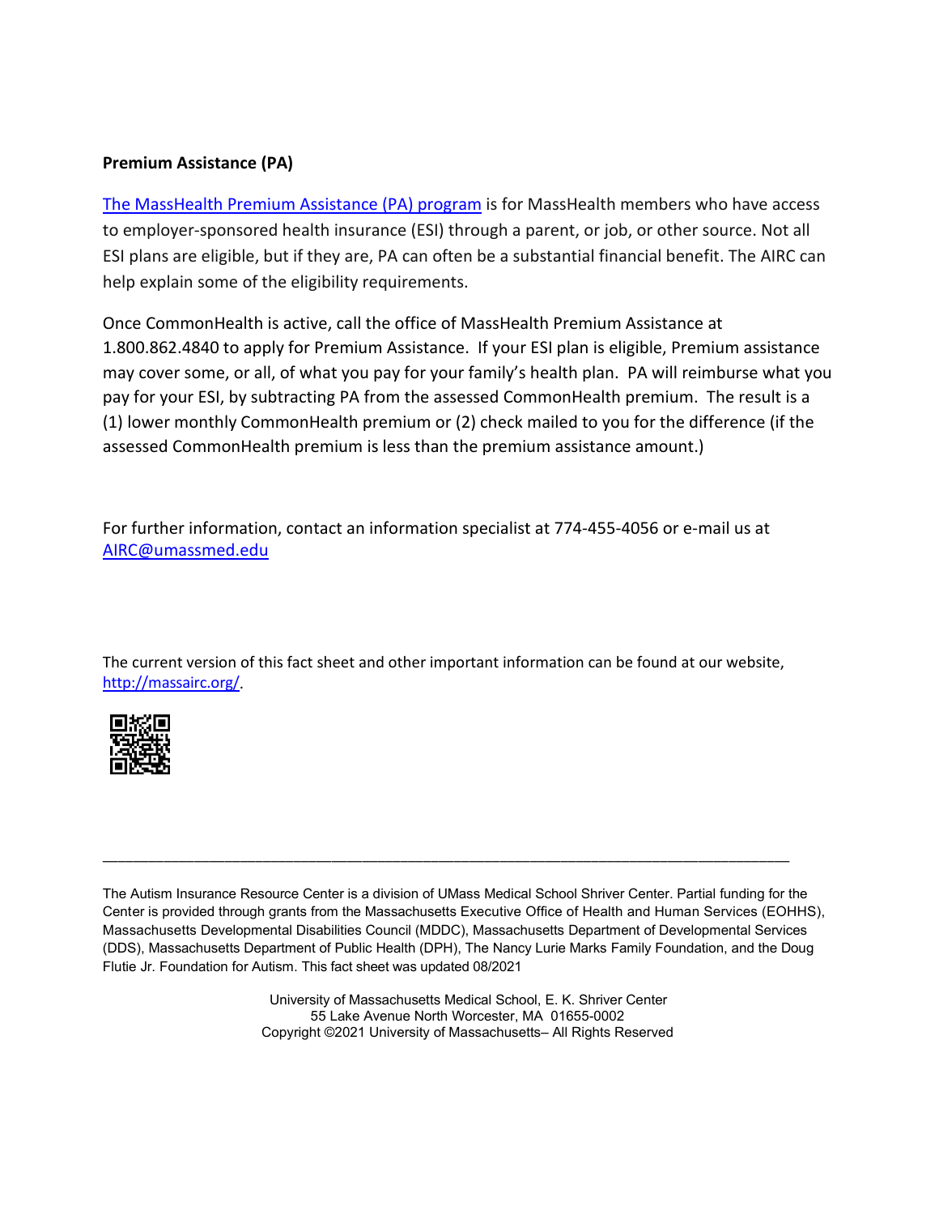**Premium Assistance (PA)**

[The MassHealth Premium Assistance (PA) program](#) is for MassHealth members who have access to employer-sponsored health insurance (ESI) through a parent, or job, or other source. Not all ESI plans are eligible, but if they are, PA can often be a substantial financial benefit. The AIRC can help explain some of the eligibility requirements.

Once CommonHealth is active, call the office of MassHealth Premium Assistance at 1.800.862.4840 to apply for Premium Assistance. If your ESI plan is eligible, Premium assistance may cover some, or all, of what you pay for your family's health plan. PA will reimburse what you pay for your ESI, by subtracting PA from the assessed CommonHealth premium. The result is a (1) lower monthly CommonHealth premium or (2) check mailed to you for the difference (if the assessed CommonHealth premium is less than the premium assistance amount.)

For further information, contact an information specialist at 774-455-4056 or e-mail us at AIRC@umassmed.edu

The current version of this fact sheet and other important information can be found at our website, http://massairc.org/.

---

The Autism Insurance Resource Center is a division of UMass Medical School Shriver Center. Partial funding for the Center is provided through grants from the Massachusetts Executive Office of Health and Human Services (EOHHS), Massachusetts Developmental Disabilities Council (MDDC), Massachusetts Department of Developmental Services (DDS), Massachusetts Department of Public Health (DPH), The Nancy Lurie Marks Family Foundation, and the Doug Flutie Jr. Foundation for Autism. This fact sheet was updated 08/2021

University of Massachusetts Medical School, E. K. Shriver Center
55 Lake Avenue North Worcester, MA 01655-0002
Copyright ©2021 University of Massachusetts– All Rights Reserved